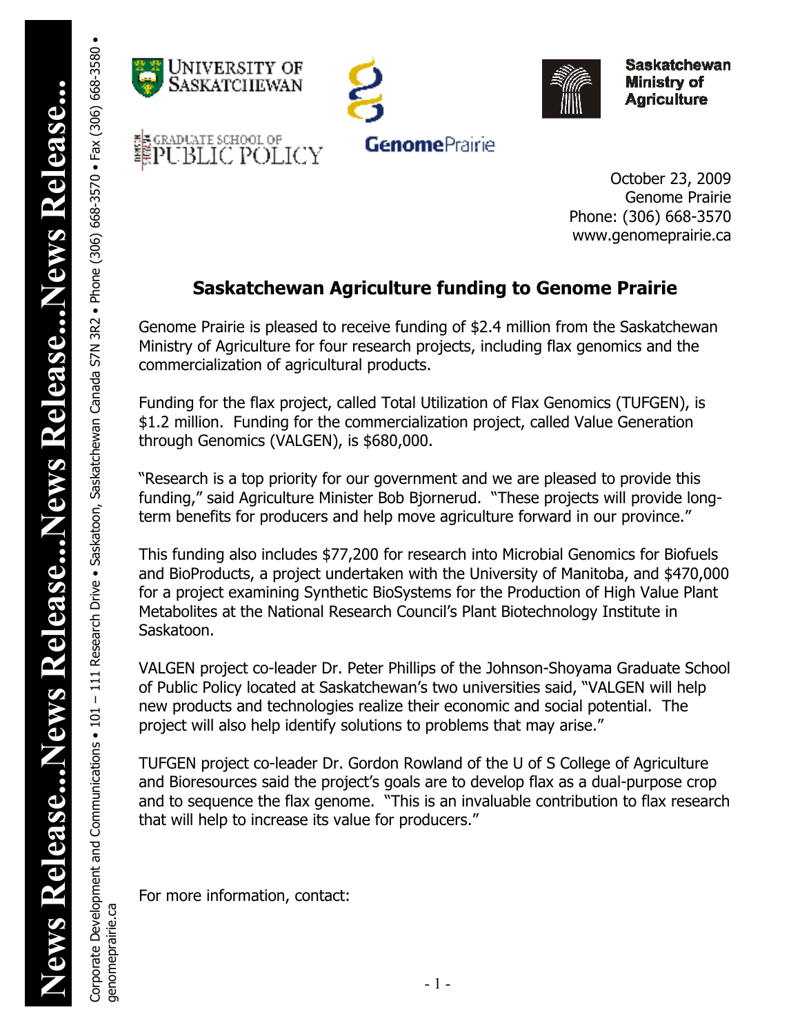October 23, 2009
Genome Prairie
Phone: (306) 668-3570
www.genomeprairie.ca

## Saskatchewan Agriculture funding to Genome Prairie

Genome Prairie is pleased to receive funding of $2.4 million from the Saskatchewan Ministry of Agriculture for four research projects, including flax genomics and the commercialization of agricultural products.

Funding for the flax project, called Total Utilization of Flax Genomics (TUFGEN), is $1.2 million. Funding for the commercialization project, called Value Generation through Genomics (VALGEN), is $680,000.

"Research is a top priority for our government and we are pleased to provide this funding," said Agriculture Minister Bob Bjornerud. "These projects will provide long-term benefits for producers and help move agriculture forward in our province."

This funding also includes $77,200 for research into Microbial Genomics for Biofuels and BioProducts, a project undertaken with the University of Manitoba, and $470,000 for a project examining Synthetic BioSystems for the Production of High Value Plant Metabolites at the National Research Council's Plant Biotechnology Institute in Saskatoon.

VALGEN project co-leader Dr. Peter Phillips of the Johnson-Shoyama Graduate School of Public Policy located at Saskatchewan's two universities said, "VALGEN will help new products and technologies realize their economic and social potential. The project will also help identify solutions to problems that may arise."

TUFGEN project co-leader Dr. Gordon Rowland of the U of S College of Agriculture and Bioresources said the project's goals are to develop flax as a dual-purpose crop and to sequence the flax genome. "This is an invaluable contribution to flax research that will help to increase its value for producers."

For more information, contact: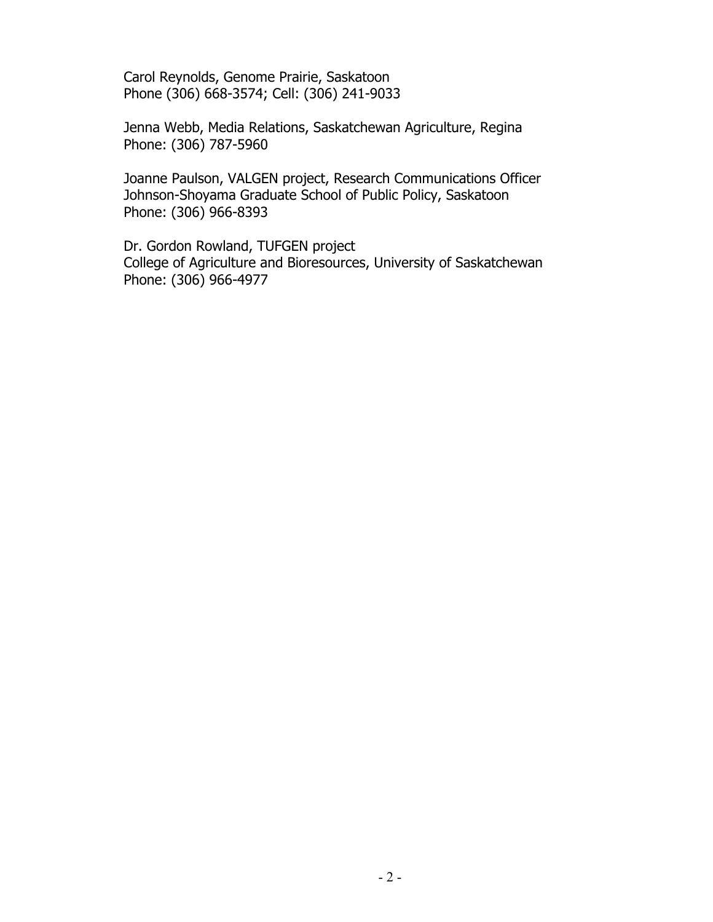Carol Reynolds, Genome Prairie, Saskatoon
Phone (306) 668-3574; Cell: (306) 241-9033

Jenna Webb, Media Relations, Saskatchewan Agriculture, Regina
Phone: (306) 787-5960

Joanne Paulson, VALGEN project, Research Communications Officer
Johnson-Shoyama Graduate School of Public Policy, Saskatoon
Phone: (306) 966-8393

Dr. Gordon Rowland, TUFGEN project
College of Agriculture and Bioresources, University of Saskatchewan
Phone: (306) 966-4977